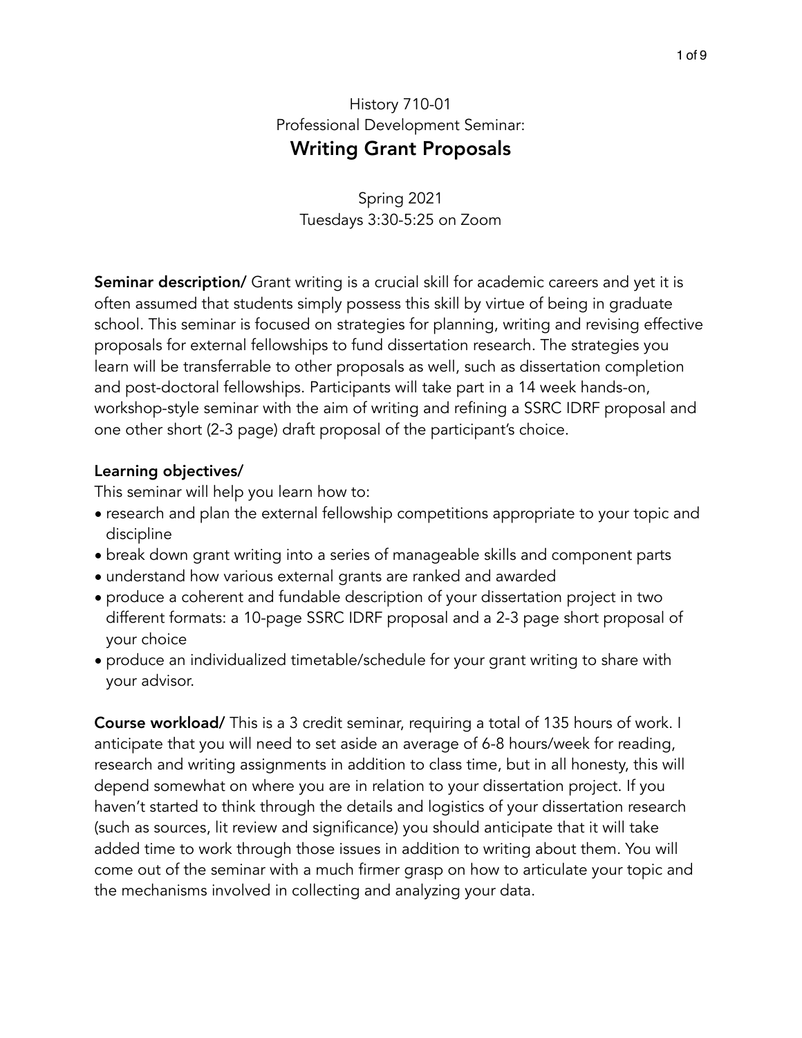# History 710-01
## Professional Development Seminar:
# Writing Grant Proposals

Spring 2021
Tuesdays 3:30-5:25 on Zoom

**Seminar description/** Grant writing is a crucial skill for academic careers and yet it is often assumed that students simply possess this skill by virtue of being in graduate school. This seminar is focused on strategies for planning, writing and revising effective proposals for external fellowships to fund dissertation research. The strategies you learn will be transferrable to other proposals as well, such as dissertation completion and post-doctoral fellowships. Participants will take part in a 14 week hands-on, workshop-style seminar with the aim of writing and refining a SSRC IDRF proposal and one other short (2-3 page) draft proposal of the participant's choice.

**Learning objectives/**

This seminar will help you learn how to:

- research and plan the external fellowship competitions appropriate to your topic and discipline
- break down grant writing into a series of manageable skills and component parts
- understand how various external grants are ranked and awarded
- produce a coherent and fundable description of your dissertation project in two different formats: a 10-page SSRC IDRF proposal and a 2-3 page short proposal of your choice
- produce an individualized timetable/schedule for your grant writing to share with your advisor.

**Course workload/** This is a 3 credit seminar, requiring a total of 135 hours of work. I anticipate that you will need to set aside an average of 6-8 hours/week for reading, research and writing assignments in addition to class time, but in all honesty, this will depend somewhat on where you are in relation to your dissertation project. If you haven't started to think through the details and logistics of your dissertation research (such as sources, lit review and significance) you should anticipate that it will take added time to work through those issues in addition to writing about them. You will come out of the seminar with a much firmer grasp on how to articulate your topic and the mechanisms involved in collecting and analyzing your data.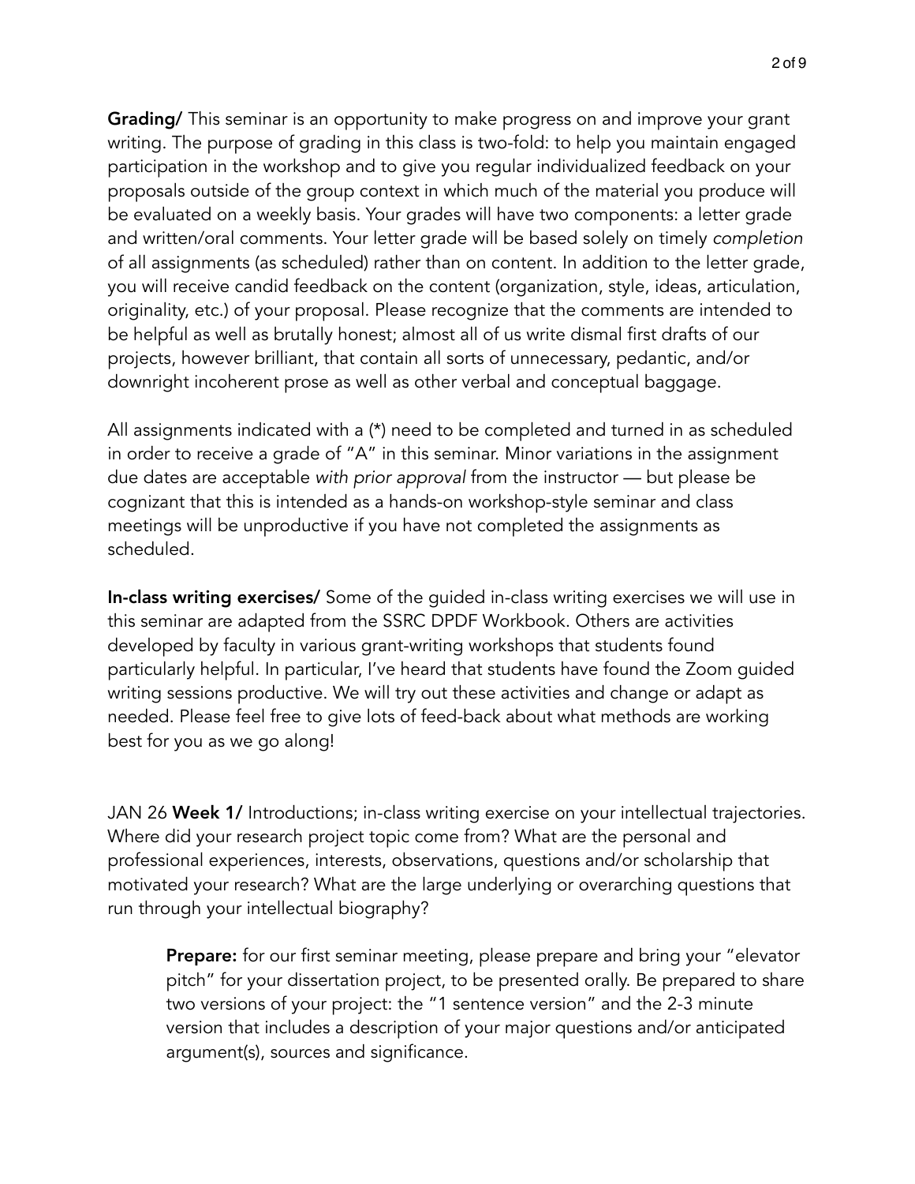**Grading/** This seminar is an opportunity to make progress on and improve your grant writing. The purpose of grading in this class is two-fold: to help you maintain engaged participation in the workshop and to give you regular individualized feedback on your proposals outside of the group context in which much of the material you produce will be evaluated on a weekly basis. Your grades will have two components: a letter grade and written/oral comments. Your letter grade will be based solely on timely *completion* of all assignments (as scheduled) rather than on content. In addition to the letter grade, you will receive candid feedback on the content (organization, style, ideas, articulation, originality, etc.) of your proposal. Please recognize that the comments are intended to be helpful as well as brutally honest; almost all of us write dismal first drafts of our projects, however brilliant, that contain all sorts of unnecessary, pedantic, and/or downright incoherent prose as well as other verbal and conceptual baggage.

All assignments indicated with a (*) need to be completed and turned in as scheduled in order to receive a grade of "A" in this seminar. Minor variations in the assignment due dates are acceptable *with prior approval* from the instructor — but please be cognizant that this is intended as a hands-on workshop-style seminar and class meetings will be unproductive if you have not completed the assignments as scheduled.

**In-class writing exercises/** Some of the guided in-class writing exercises we will use in this seminar are adapted from the SSRC DPDF Workbook. Others are activities developed by faculty in various grant-writing workshops that students found particularly helpful. In particular, I've heard that students have found the Zoom guided writing sessions productive. We will try out these activities and change or adapt as needed. Please feel free to give lots of feed-back about what methods are working best for you as we go along!

JAN 26 **Week 1/** Introductions; in-class writing exercise on your intellectual trajectories. Where did your research project topic come from? What are the personal and professional experiences, interests, observations, questions and/or scholarship that motivated your research? What are the large underlying or overarching questions that run through your intellectual biography?

> **Prepare:** for our first seminar meeting, please prepare and bring your "elevator pitch" for your dissertation project, to be presented orally. Be prepared to share two versions of your project: the "1 sentence version" and the 2-3 minute version that includes a description of your major questions and/or anticipated argument(s), sources and significance.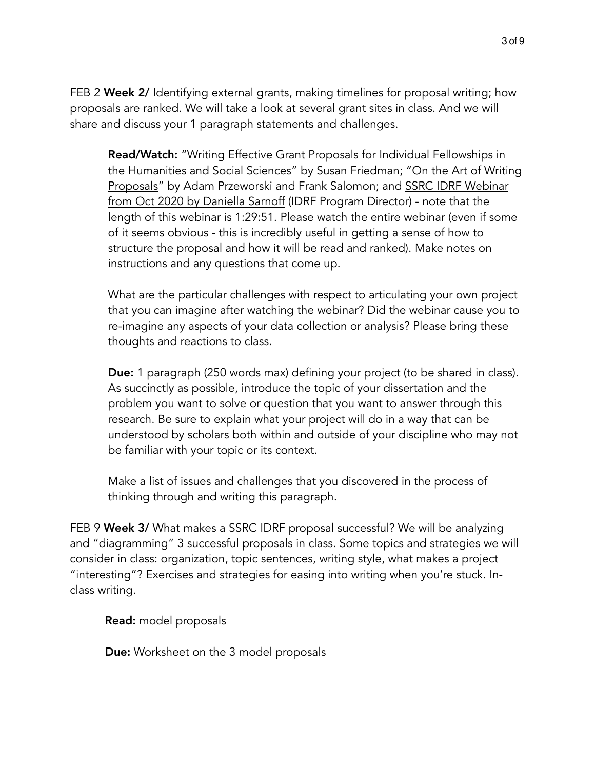FEB 2 **Week 2/** Identifying external grants, making timelines for proposal writing; how proposals are ranked. We will take a look at several grant sites in class. And we will share and discuss your 1 paragraph statements and challenges.

> **Read/Watch:** "Writing Effective Grant Proposals for Individual Fellowships in the Humanities and Social Sciences" by Susan Friedman; "On the Art of Writing Proposals" by Adam Przeworski and Frank Salomon; and SSRC IDRF Webinar from Oct 2020 by Daniella Sarnoff (IDRF Program Director) - note that the length of this webinar is 1:29:51. Please watch the entire webinar (even if some of it seems obvious - this is incredibly useful in getting a sense of how to structure the proposal and how it will be read and ranked). Make notes on instructions and any questions that come up.
>
> What are the particular challenges with respect to articulating your own project that you can imagine after watching the webinar? Did the webinar cause you to re-imagine any aspects of your data collection or analysis? Please bring these thoughts and reactions to class.
>
> **Due:** 1 paragraph (250 words max) defining your project (to be shared in class). As succinctly as possible, introduce the topic of your dissertation and the problem you want to solve or question that you want to answer through this research. Be sure to explain what your project will do in a way that can be understood by scholars both within and outside of your discipline who may not be familiar with your topic or its context.
>
> Make a list of issues and challenges that you discovered in the process of thinking through and writing this paragraph.

FEB 9 **Week 3/** What makes a SSRC IDRF proposal successful? We will be analyzing and "diagramming" 3 successful proposals in class. Some topics and strategies we will consider in class: organization, topic sentences, writing style, what makes a project "interesting"? Exercises and strategies for easing into writing when you're stuck. In-class writing.

> **Read:** model proposals
>
> **Due:** Worksheet on the 3 model proposals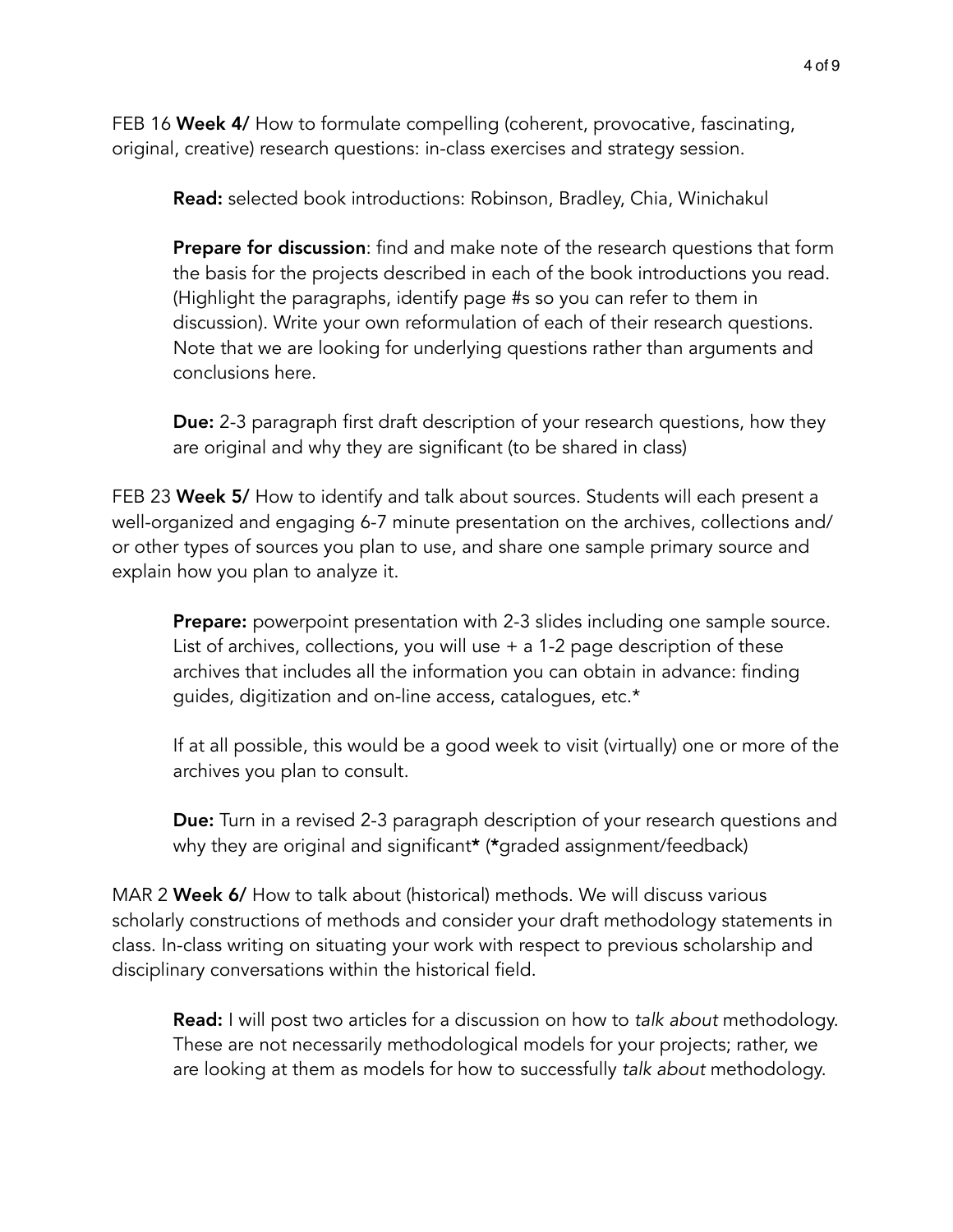FEB 16 **Week 4/** How to formulate compelling (coherent, provocative, fascinating, original, creative) research questions: in-class exercises and strategy session.

> **Read:** selected book introductions: Robinson, Bradley, Chia, Winichakul
>
> **Prepare for discussion**: find and make note of the research questions that form the basis for the projects described in each of the book introductions you read. (Highlight the paragraphs, identify page #s so you can refer to them in discussion). Write your own reformulation of each of their research questions. Note that we are looking for underlying questions rather than arguments and conclusions here.
>
> **Due:** 2-3 paragraph first draft description of your research questions, how they are original and why they are significant (to be shared in class)

FEB 23 **Week 5/** How to identify and talk about sources. Students will each present a well-organized and engaging 6-7 minute presentation on the archives, collections and/ or other types of sources you plan to use, and share one sample primary source and explain how you plan to analyze it.

> **Prepare:** powerpoint presentation with 2-3 slides including one sample source. List of archives, collections, you will use + a 1-2 page description of these archives that includes all the information you can obtain in advance: finding guides, digitization and on-line access, catalogues, etc.*
>
> If at all possible, this would be a good week to visit (virtually) one or more of the archives you plan to consult.
>
> **Due:** Turn in a revised 2-3 paragraph description of your research questions and why they are original and significant**\*** (**\***graded assignment/feedback)

MAR 2 **Week 6/** How to talk about (historical) methods. We will discuss various scholarly constructions of methods and consider your draft methodology statements in class. In-class writing on situating your work with respect to previous scholarship and disciplinary conversations within the historical field.

> **Read:** I will post two articles for a discussion on how to *talk about* methodology. These are not necessarily methodological models for your projects; rather, we are looking at them as models for how to successfully *talk about* methodology.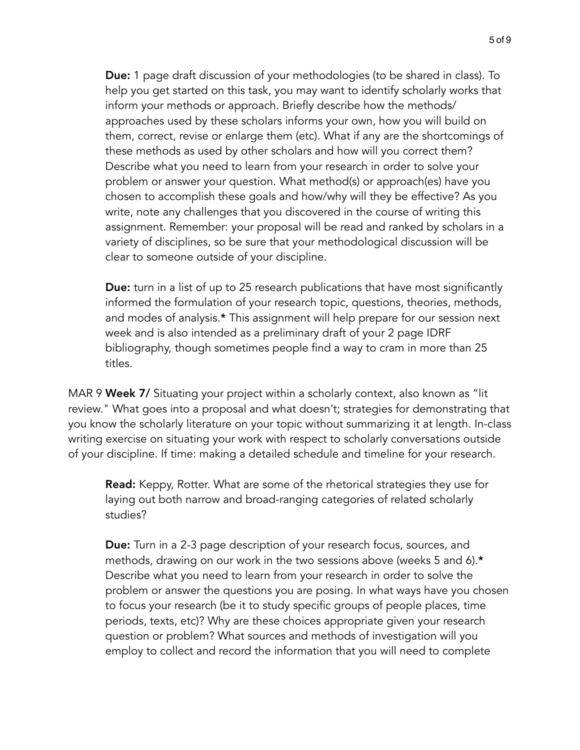**Due:** 1 page draft discussion of your methodologies (to be shared in class). To help you get started on this task, you may want to identify scholarly works that inform your methods or approach. Briefly describe how the methods/approaches used by these scholars informs your own, how you will build on them, correct, revise or enlarge them (etc). What if any are the shortcomings of these methods as used by other scholars and how will you correct them? Describe what you need to learn from your research in order to solve your problem or answer your question. What method(s) or approach(es) have you chosen to accomplish these goals and how/why will they be effective? As you write, note any challenges that you discovered in the course of writing this assignment. Remember: your proposal will be read and ranked by scholars in a variety of disciplines, so be sure that your methodological discussion will be clear to someone outside of your discipline.

**Due:** turn in a list of up to 25 research publications that have most significantly informed the formulation of your research topic, questions, theories, methods, and modes of analysis.* This assignment will help prepare for our session next week and is also intended as a preliminary draft of your 2 page IDRF bibliography, though sometimes people find a way to cram in more than 25 titles.

MAR 9 **Week 7/** Situating your project within a scholarly context, also known as "lit review." What goes into a proposal and what doesn't; strategies for demonstrating that you know the scholarly literature on your topic without summarizing it at length. In-class writing exercise on situating your work with respect to scholarly conversations outside of your discipline. If time: making a detailed schedule and timeline for your research.

**Read:** Keppy, Rotter. What are some of the rhetorical strategies they use for laying out both narrow and broad-ranging categories of related scholarly studies?

**Due:** Turn in a 2-3 page description of your research focus, sources, and methods, drawing on our work in the two sessions above (weeks 5 and 6).* Describe what you need to learn from your research in order to solve the problem or answer the questions you are posing. In what ways have you chosen to focus your research (be it to study specific groups of people places, time periods, texts, etc)? Why are these choices appropriate given your research question or problem? What sources and methods of investigation will you employ to collect and record the information that you will need to complete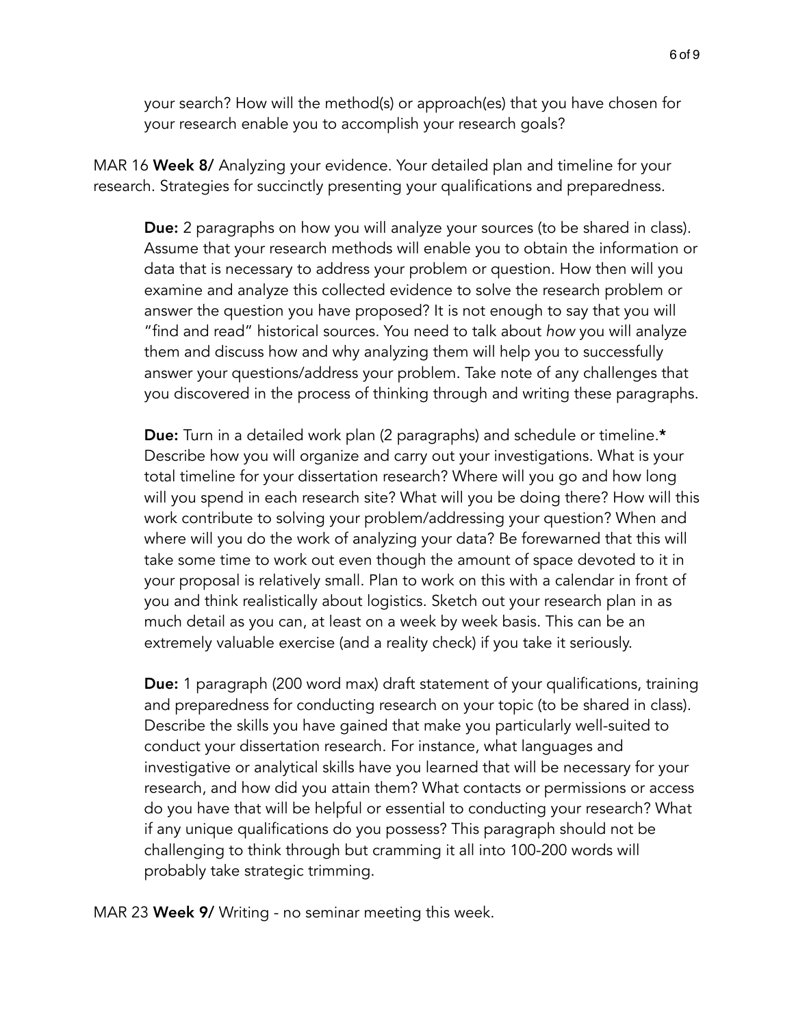your search? How will the method(s) or approach(es) that you have chosen for your research enable you to accomplish your research goals?

MAR 16 **Week 8/** Analyzing your evidence. Your detailed plan and timeline for your research. Strategies for succinctly presenting your qualifications and preparedness.

> **Due:** 2 paragraphs on how you will analyze your sources (to be shared in class). Assume that your research methods will enable you to obtain the information or data that is necessary to address your problem or question. How then will you examine and analyze this collected evidence to solve the research problem or answer the question you have proposed? It is not enough to say that you will "find and read" historical sources. You need to talk about *how* you will analyze them and discuss how and why analyzing them will help you to successfully answer your questions/address your problem. Take note of any challenges that you discovered in the process of thinking through and writing these paragraphs.
>
> **Due:** Turn in a detailed work plan (2 paragraphs) and schedule or timeline.* Describe how you will organize and carry out your investigations. What is your total timeline for your dissertation research? Where will you go and how long will you spend in each research site? What will you be doing there? How will this work contribute to solving your problem/addressing your question? When and where will you do the work of analyzing your data? Be forewarned that this will take some time to work out even though the amount of space devoted to it in your proposal is relatively small. Plan to work on this with a calendar in front of you and think realistically about logistics. Sketch out your research plan in as much detail as you can, at least on a week by week basis. This can be an extremely valuable exercise (and a reality check) if you take it seriously.
>
> **Due:** 1 paragraph (200 word max) draft statement of your qualifications, training and preparedness for conducting research on your topic (to be shared in class). Describe the skills you have gained that make you particularly well-suited to conduct your dissertation research. For instance, what languages and investigative or analytical skills have you learned that will be necessary for your research, and how did you attain them? What contacts or permissions or access do you have that will be helpful or essential to conducting your research? What if any unique qualifications do you possess? This paragraph should not be challenging to think through but cramming it all into 100-200 words will probably take strategic trimming.

MAR 23 **Week 9/** Writing - no seminar meeting this week.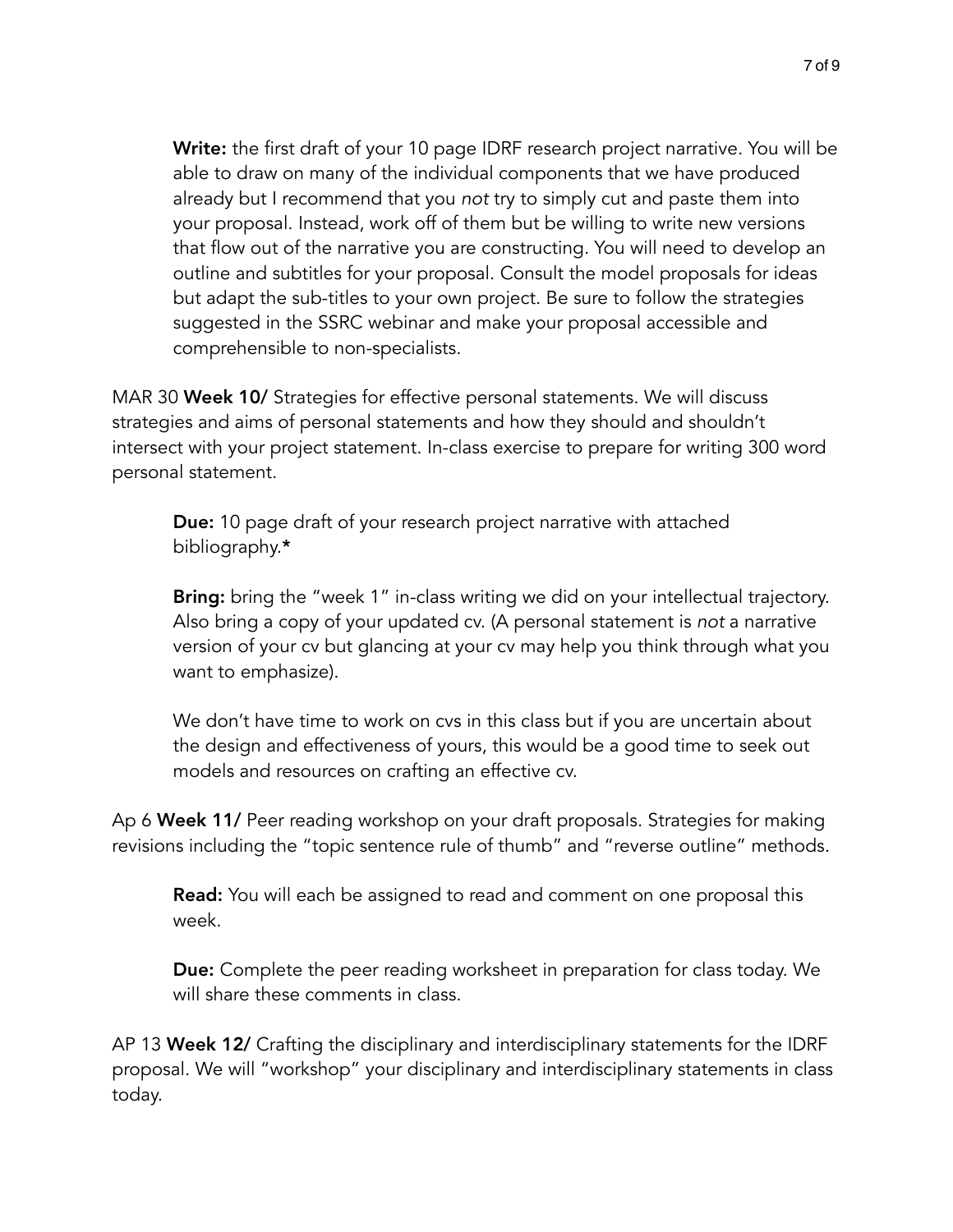**Write:** the first draft of your 10 page IDRF research project narrative. You will be able to draw on many of the individual components that we have produced already but I recommend that you *not* try to simply cut and paste them into your proposal. Instead, work off of them but be willing to write new versions that flow out of the narrative you are constructing. You will need to develop an outline and subtitles for your proposal. Consult the model proposals for ideas but adapt the sub-titles to your own project. Be sure to follow the strategies suggested in the SSRC webinar and make your proposal accessible and comprehensible to non-specialists.

MAR 30 **Week 10/** Strategies for effective personal statements. We will discuss strategies and aims of personal statements and how they should and shouldn't intersect with your project statement. In-class exercise to prepare for writing 300 word personal statement.

**Due:** 10 page draft of your research project narrative with attached bibliography.*

**Bring:** bring the "week 1" in-class writing we did on your intellectual trajectory. Also bring a copy of your updated cv. (A personal statement is *not* a narrative version of your cv but glancing at your cv may help you think through what you want to emphasize).

We don't have time to work on cvs in this class but if you are uncertain about the design and effectiveness of yours, this would be a good time to seek out models and resources on crafting an effective cv.

Ap 6 **Week 11/** Peer reading workshop on your draft proposals. Strategies for making revisions including the "topic sentence rule of thumb" and "reverse outline" methods.

**Read:** You will each be assigned to read and comment on one proposal this week.

**Due:** Complete the peer reading worksheet in preparation for class today. We will share these comments in class.

AP 13 **Week 12/** Crafting the disciplinary and interdisciplinary statements for the IDRF proposal. We will "workshop" your disciplinary and interdisciplinary statements in class today.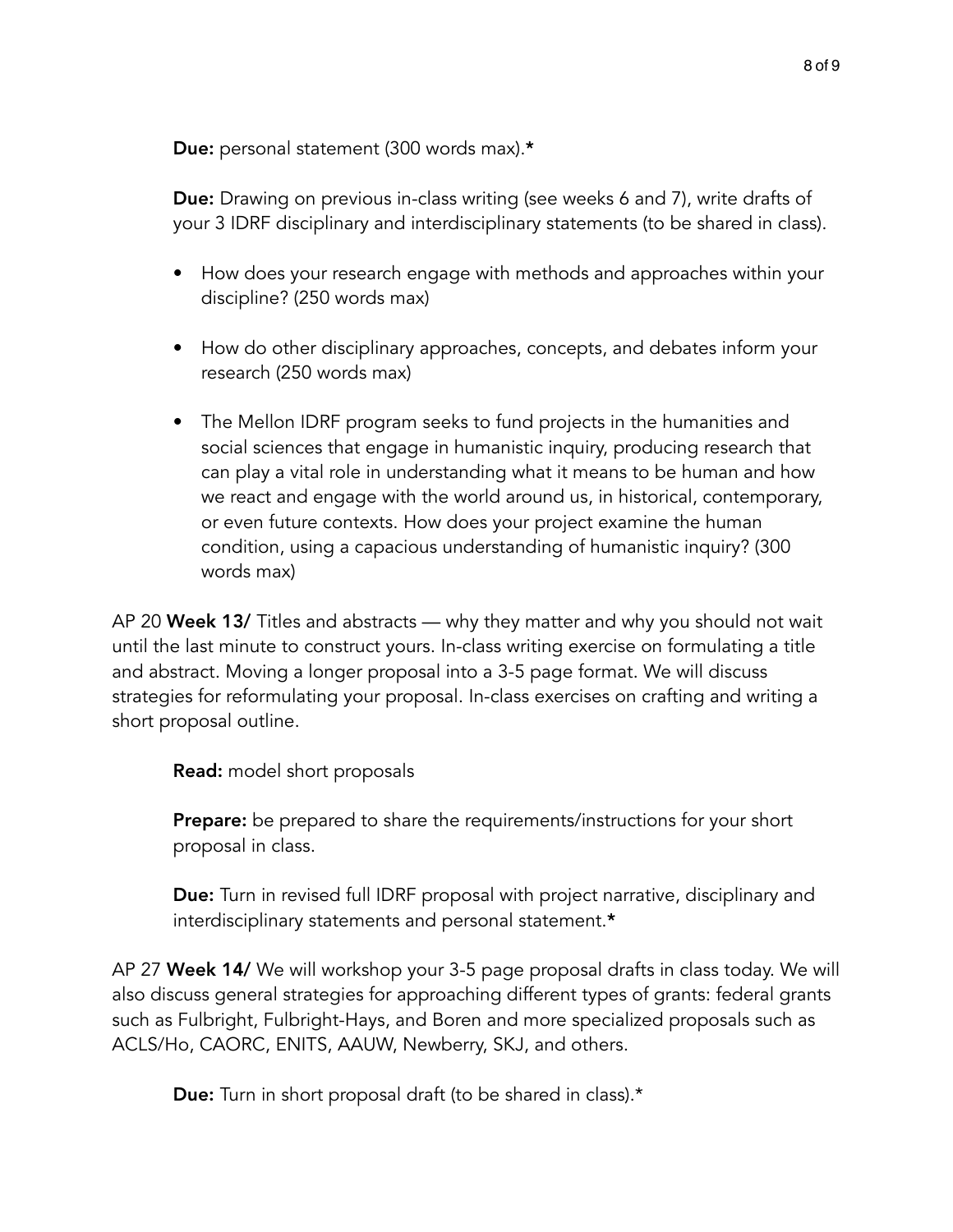**Due:** personal statement (300 words max).*

**Due:** Drawing on previous in-class writing (see weeks 6 and 7), write drafts of your 3 IDRF disciplinary and interdisciplinary statements (to be shared in class).

- How does your research engage with methods and approaches within your discipline? (250 words max)
- How do other disciplinary approaches, concepts, and debates inform your research (250 words max)
- The Mellon IDRF program seeks to fund projects in the humanities and social sciences that engage in humanistic inquiry, producing research that can play a vital role in understanding what it means to be human and how we react and engage with the world around us, in historical, contemporary, or even future contexts. How does your project examine the human condition, using a capacious understanding of humanistic inquiry? (300 words max)

AP 20 **Week 13/** Titles and abstracts — why they matter and why you should not wait until the last minute to construct yours. In-class writing exercise on formulating a title and abstract. Moving a longer proposal into a 3-5 page format. We will discuss strategies for reformulating your proposal. In-class exercises on crafting and writing a short proposal outline.

**Read:** model short proposals

**Prepare:** be prepared to share the requirements/instructions for your short proposal in class.

**Due:** Turn in revised full IDRF proposal with project narrative, disciplinary and interdisciplinary statements and personal statement.*

AP 27 **Week 14/** We will workshop your 3-5 page proposal drafts in class today. We will also discuss general strategies for approaching different types of grants: federal grants such as Fulbright, Fulbright-Hays, and Boren and more specialized proposals such as ACLS/Ho, CAORC, ENITS, AAUW, Newberry, SKJ, and others.

**Due:** Turn in short proposal draft (to be shared in class).*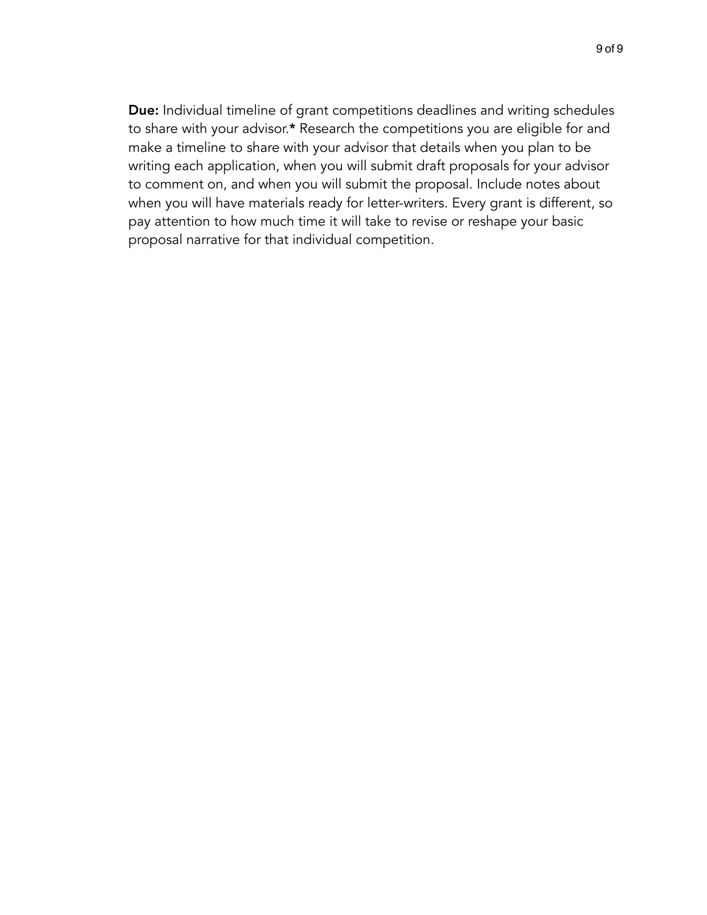**Due:** Individual timeline of grant competitions deadlines and writing schedules to share with your advisor.**\*** Research the competitions you are eligible for and make a timeline to share with your advisor that details when you plan to be writing each application, when you will submit draft proposals for your advisor to comment on, and when you will submit the proposal. Include notes about when you will have materials ready for letter-writers. Every grant is different, so pay attention to how much time it will take to revise or reshape your basic proposal narrative for that individual competition.